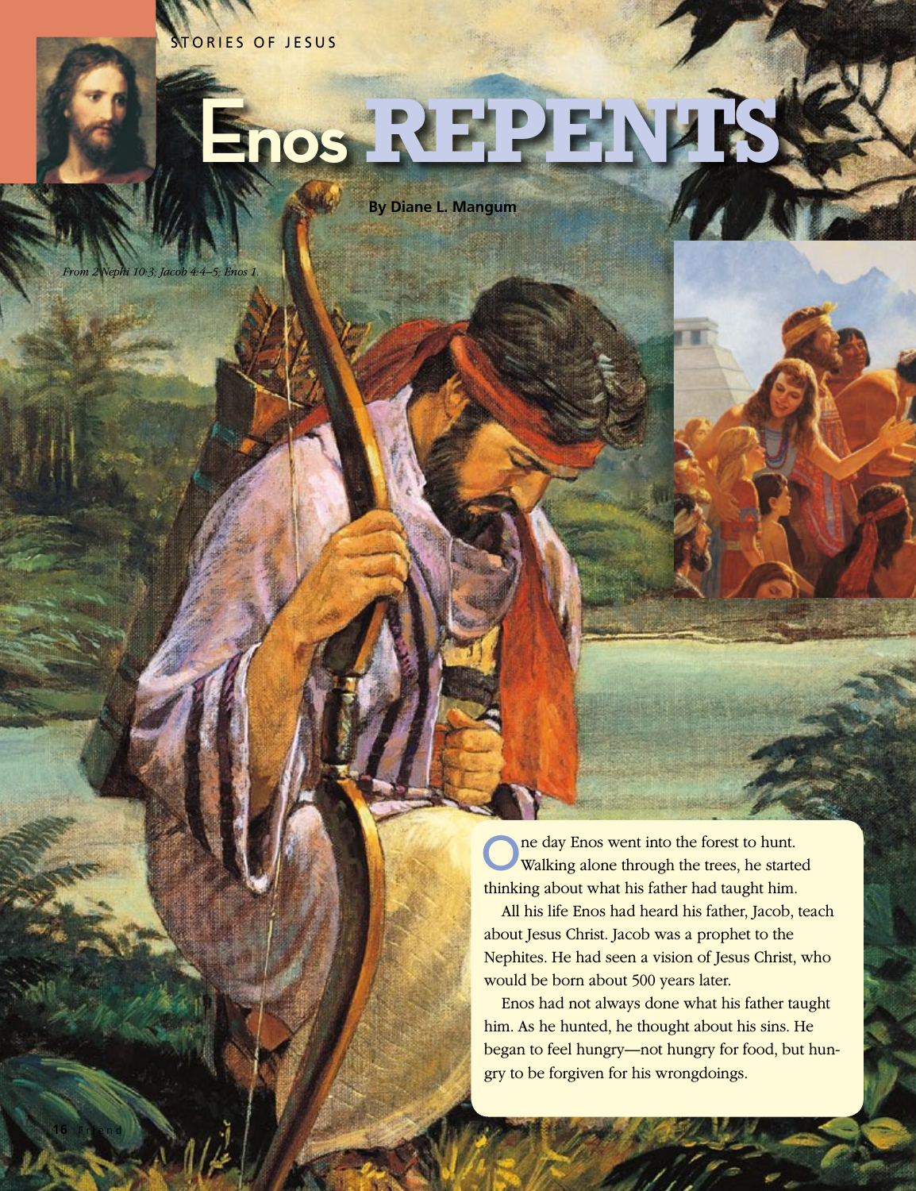STORIES OF JESUS

# Enos REPENTS

**By Diane L. Mangum**

*From 2 Nephi 10:3; Jacob 4:4–5; Enos 1.*

One day Enos went into the forest to hunt. Walking alone through the trees, he started thinking about what his father had taught him.

All his life Enos had heard his father, Jacob, teach about Jesus Christ. Jacob was a prophet to the Nephites. He had seen a vision of Jesus Christ, who would be born about 500 years later.

Enos had not always done what his father taught him. As he hunted, he thought about his sins. He began to feel hungry—not hungry for food, but hungry to be forgiven for his wrongdoings.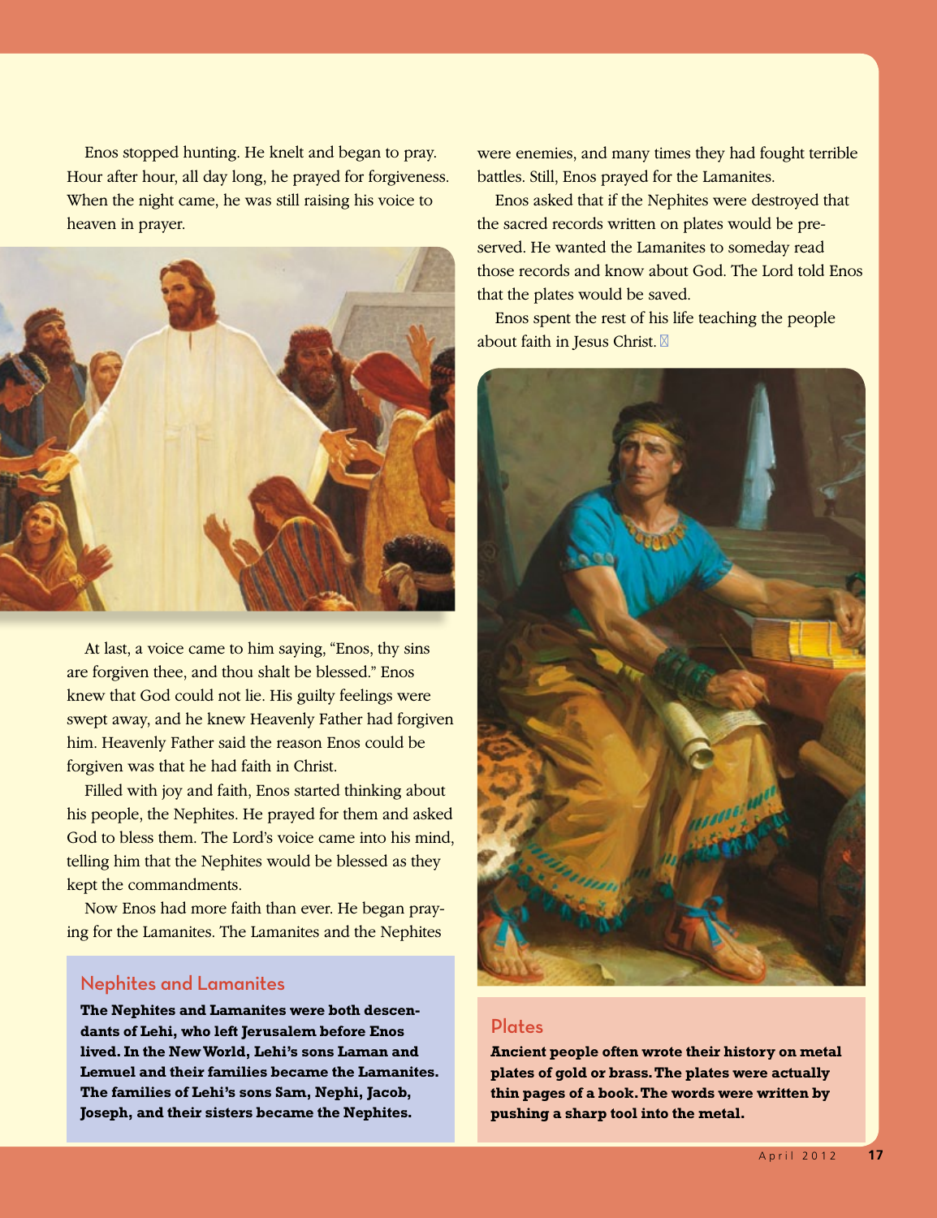Enos stopped hunting. He knelt and began to pray. Hour after hour, all day long, he prayed for forgiveness. When the night came, he was still raising his voice to heaven in prayer.

At last, a voice came to him saying, "Enos, thy sins are forgiven thee, and thou shalt be blessed." Enos knew that God could not lie. His guilty feelings were swept away, and he knew Heavenly Father had forgiven him. Heavenly Father said the reason Enos could be forgiven was that he had faith in Christ.

Filled with joy and faith, Enos started thinking about his people, the Nephites. He prayed for them and asked God to bless them. The Lord's voice came into his mind, telling him that the Nephites would be blessed as they kept the commandments.

Now Enos had more faith than ever. He began praying for the Lamanites. The Lamanites and the Nephites were enemies, and many times they had fought terrible battles. Still, Enos prayed for the Lamanites.

Enos asked that if the Nephites were destroyed that the sacred records written on plates would be preserved. He wanted the Lamanites to someday read those records and know about God. The Lord told Enos that the plates would be saved.

Enos spent the rest of his life teaching the people about faith in Jesus Christ.

## Nephites and Lamanites

**The Nephites and Lamanites were both descendants of Lehi, who left Jerusalem before Enos lived. In the New World, Lehi's sons Laman and Lemuel and their families became the Lamanites. The families of Lehi's sons Sam, Nephi, Jacob, Joseph, and their sisters became the Nephites.**

## Plates

**Ancient people often wrote their history on metal plates of gold or brass. The plates were actually thin pages of a book. The words were written by pushing a sharp tool into the metal.**